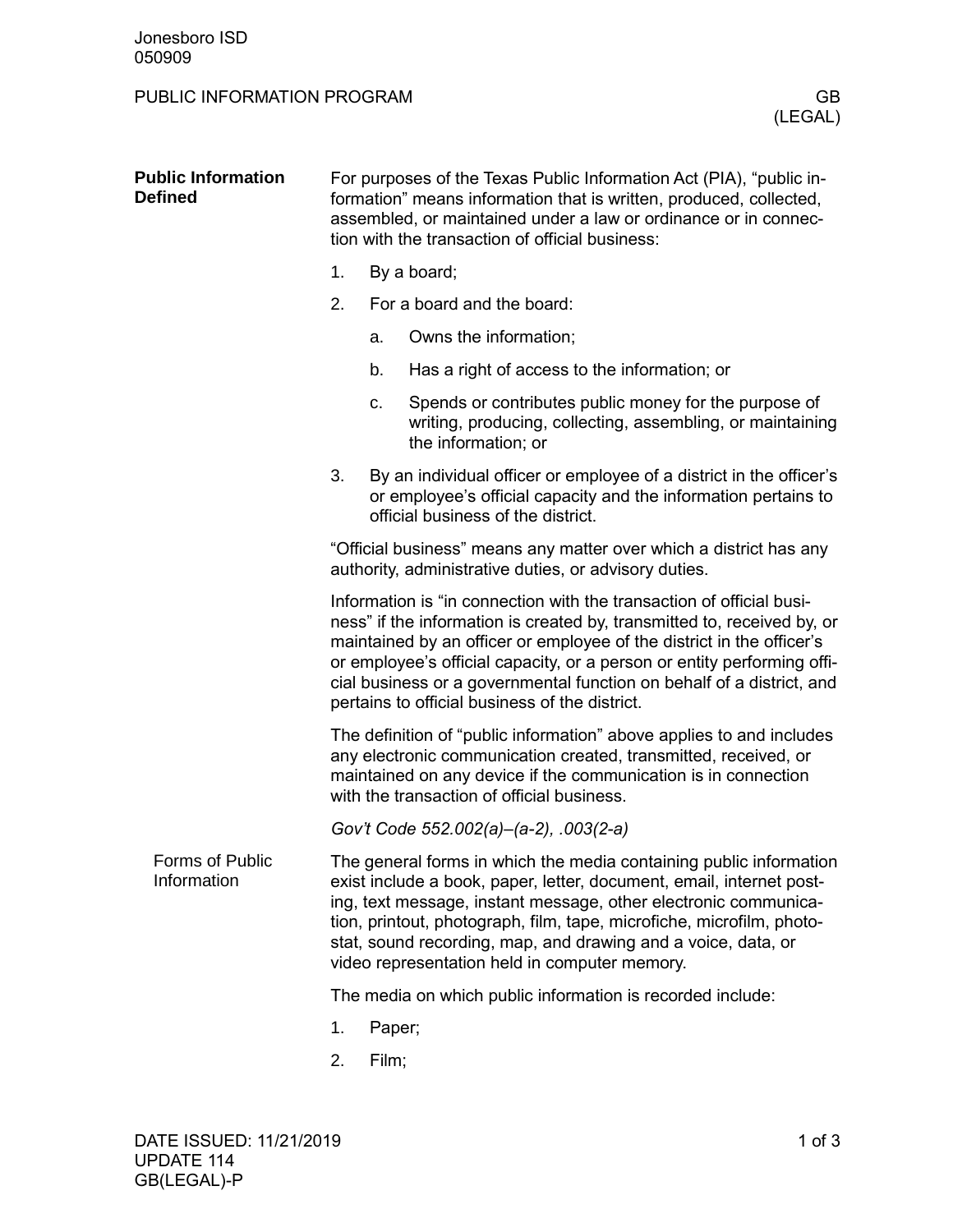# PUBLIC INFORMATION PROGRAM — GB (LEGAL)

## Public Information Defined

For purposes of the Texas Public Information Act (PIA), "public information" means information that is written, produced, collected, assembled, or maintained under a law or ordinance or in connection with the transaction of official business:

1. By a board;
2. For a board and the board:
   a. Owns the information;
   b. Has a right of access to the information; or
   c. Spends or contributes public money for the purpose of writing, producing, collecting, assembling, or maintaining the information; or
3. By an individual officer or employee of a district in the officer's or employee's official capacity and the information pertains to official business of the district.

"Official business" means any matter over which a district has any authority, administrative duties, or advisory duties.

Information is "in connection with the transaction of official business" if the information is created by, transmitted to, received by, or maintained by an officer or employee of the district in the officer's or employee's official capacity, or a person or entity performing official business or a governmental function on behalf of a district, and pertains to official business of the district.

The definition of "public information" above applies to and includes any electronic communication created, transmitted, received, or maintained on any device if the communication is in connection with the transaction of official business.

*Gov't Code 552.002(a)–(a-2), .003(2-a)*

### Forms of Public Information

The general forms in which the media containing public information exist include a book, paper, letter, document, email, internet posting, text message, instant message, other electronic communication, printout, photograph, film, tape, microfiche, microfilm, photostat, sound recording, map, and drawing and a voice, data, or video representation held in computer memory.

The media on which public information is recorded include:

1. Paper;
2. Film;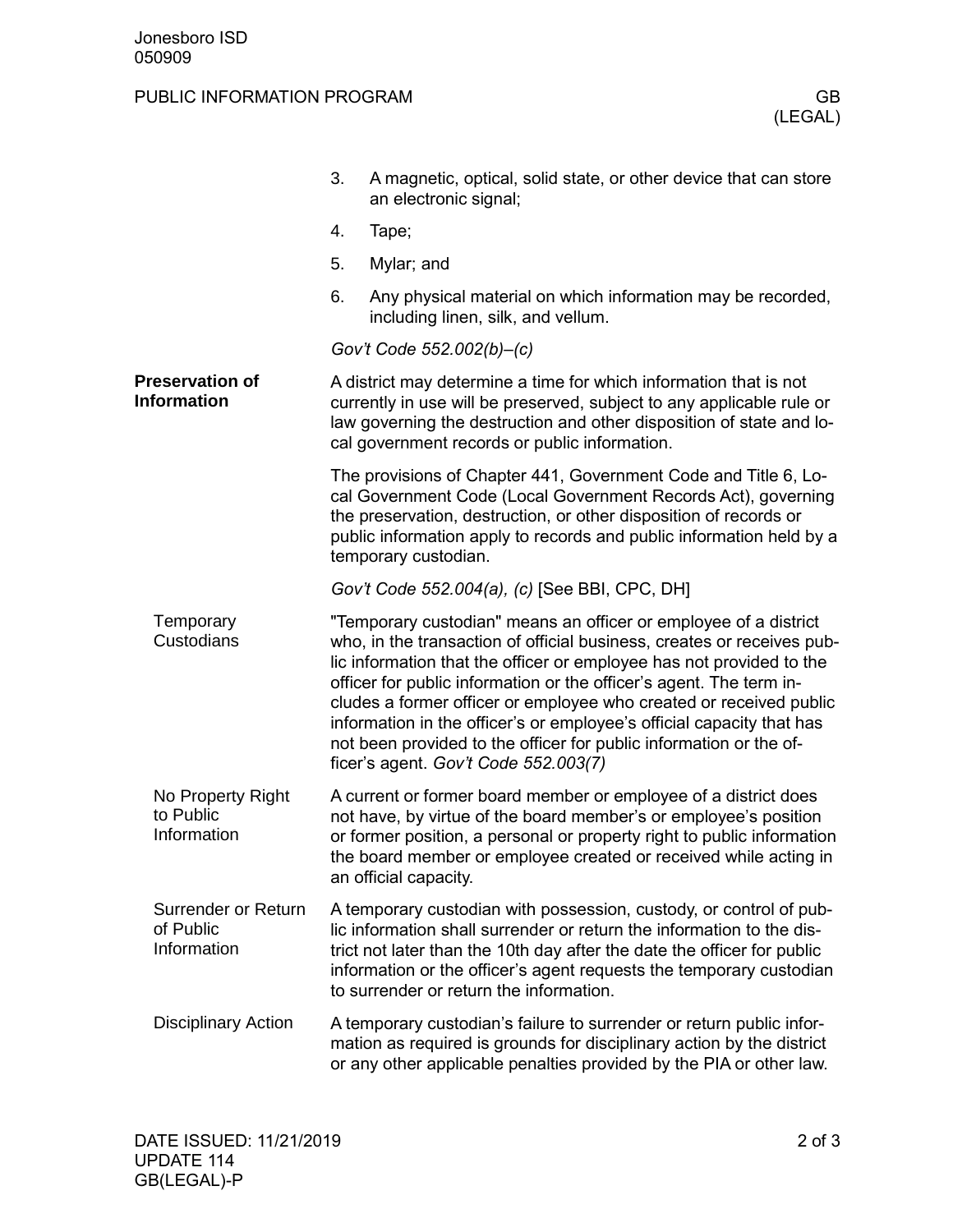3. A magnetic, optical, solid state, or other device that can store an electronic signal;
4. Tape;
5. Mylar; and
6. Any physical material on which information may be recorded, including linen, silk, and vellum.

*Gov't Code 552.002(b)–(c)*

**Preservation of Information**

A district may determine a time for which information that is not currently in use will be preserved, subject to any applicable rule or law governing the destruction and other disposition of state and local government records or public information.

The provisions of Chapter 441, Government Code and Title 6, Local Government Code (Local Government Records Act), governing the preservation, destruction, or other disposition of records or public information apply to records and public information held by a temporary custodian.

*Gov't Code 552.004(a), (c)* [See BBI, CPC, DH]

**Temporary Custodians**

"Temporary custodian" means an officer or employee of a district who, in the transaction of official business, creates or receives public information that the officer or employee has not provided to the officer for public information or the officer's agent. The term includes a former officer or employee who created or received public information in the officer's or employee's official capacity that has not been provided to the officer for public information or the officer's agent. *Gov't Code 552.003(7)*

**No Property Right to Public Information**

A current or former board member or employee of a district does not have, by virtue of the board member's or employee's position or former position, a personal or property right to public information the board member or employee created or received while acting in an official capacity.

**Surrender or Return of Public Information**

A temporary custodian with possession, custody, or control of public information shall surrender or return the information to the district not later than the 10th day after the date the officer for public information or the officer's agent requests the temporary custodian to surrender or return the information.

**Disciplinary Action**

A temporary custodian's failure to surrender or return public information as required is grounds for disciplinary action by the district or any other applicable penalties provided by the PIA or other law.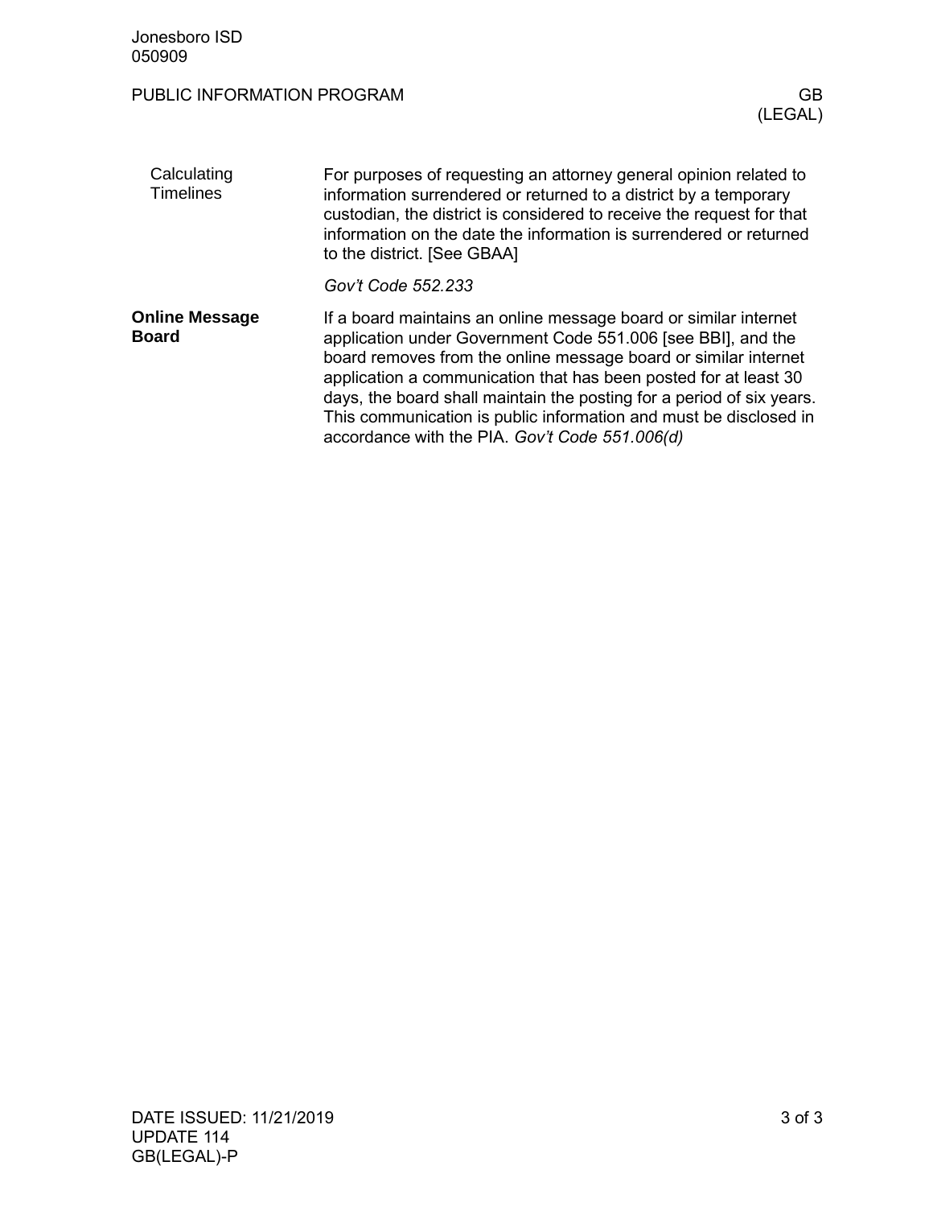Calculating Timelines

For purposes of requesting an attorney general opinion related to information surrendered or returned to a district by a temporary custodian, the district is considered to receive the request for that information on the date the information is surrendered or returned to the district. [See GBAA]

*Gov't Code 552.233*

**Online Message Board**

If a board maintains an online message board or similar internet application under Government Code 551.006 [see BBI], and the board removes from the online message board or similar internet application a communication that has been posted for at least 30 days, the board shall maintain the posting for a period of six years. This communication is public information and must be disclosed in accordance with the PIA. *Gov't Code 551.006(d)*